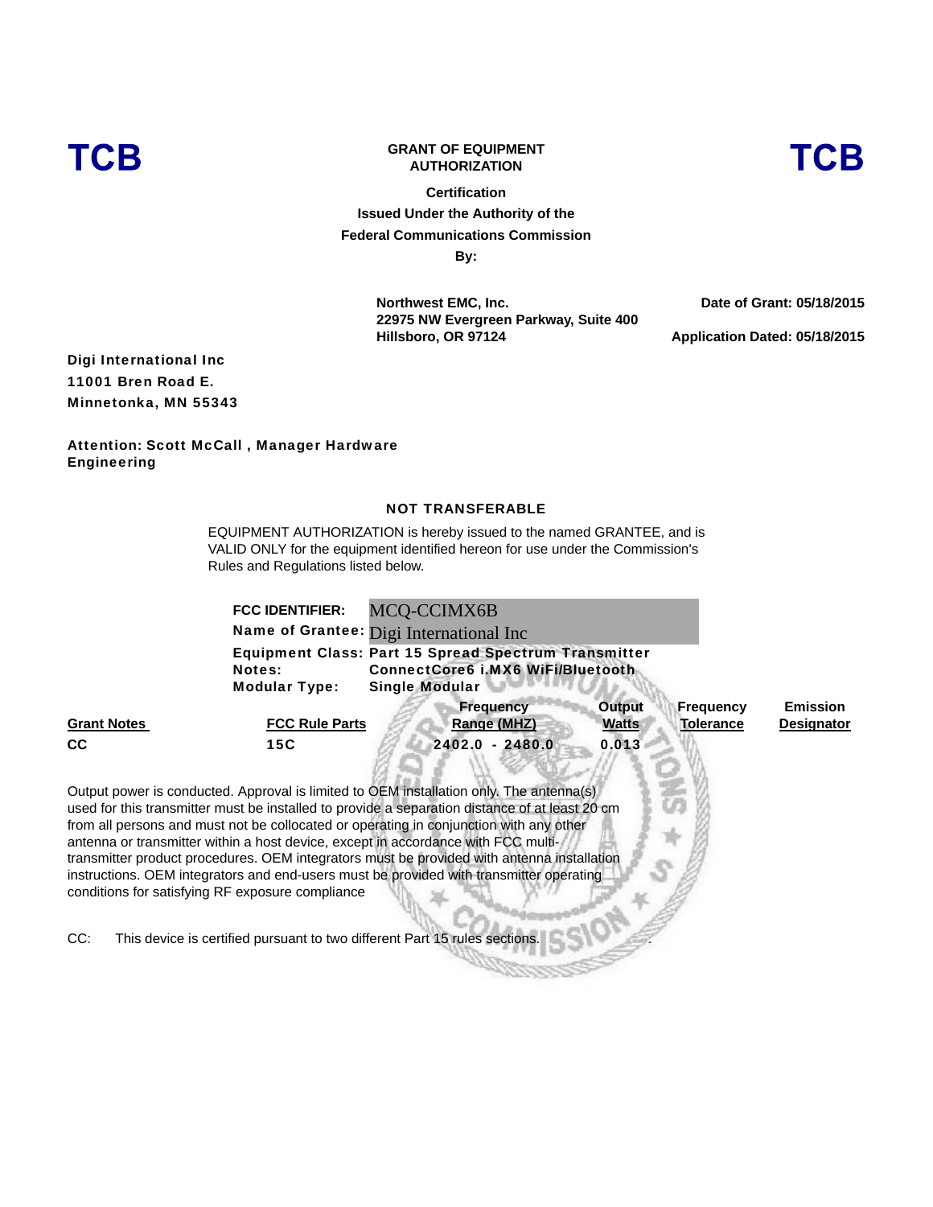**TCB** **TCB**

**GRANT OF EQUIPMENT AUTHORIZATION**

**Certification**

**Issued Under the Authority of the Federal Communications Commission**

**By:**

**Northwest EMC, Inc.**
**22975 NW Evergreen Parkway, Suite 400**
**Hillsboro, OR 97124**

**Date of Grant: 05/18/2015**

**Application Dated: 05/18/2015**

**Digi International Inc**
**11001 Bren Road E.**
**Minnetonka, MN 55343**

**Attention: Scott McCall , Manager Hardware Engineering**

**NOT TRANSFERABLE**

EQUIPMENT AUTHORIZATION is hereby issued to the named GRANTEE, and is VALID ONLY for the equipment identified hereon for use under the Commission's Rules and Regulations listed below.

**FCC IDENTIFIER:** MCQ-CCIMX6B
**Name of Grantee:** Digi International Inc
**Equipment Class:** Part 15 Spread Spectrum Transmitter
**Notes:** ConnectCore6 i.MX6 WiFi/Bluetooth
**Modular Type:** Single Modular

| Grant Notes | FCC Rule Parts | Frequency Range (MHZ) | Output Watts | Frequency Tolerance | Emission Designator |
|---|---|---|---|---|---|
| CC | 15C | 2402.0 - 2480.0 | 0.013 | | |

Output power is conducted. Approval is limited to OEM installation only. The antenna(s) used for this transmitter must be installed to provide a separation distance of at least 20 cm from all persons and must not be collocated or operating in conjunction with any other antenna or transmitter within a host device, except in accordance with FCC multi-transmitter product procedures. OEM integrators must be provided with antenna installation instructions. OEM integrators and end-users must be provided with transmitter operating conditions for satisfying RF exposure compliance

CC: This device is certified pursuant to two different Part 15 rules sections.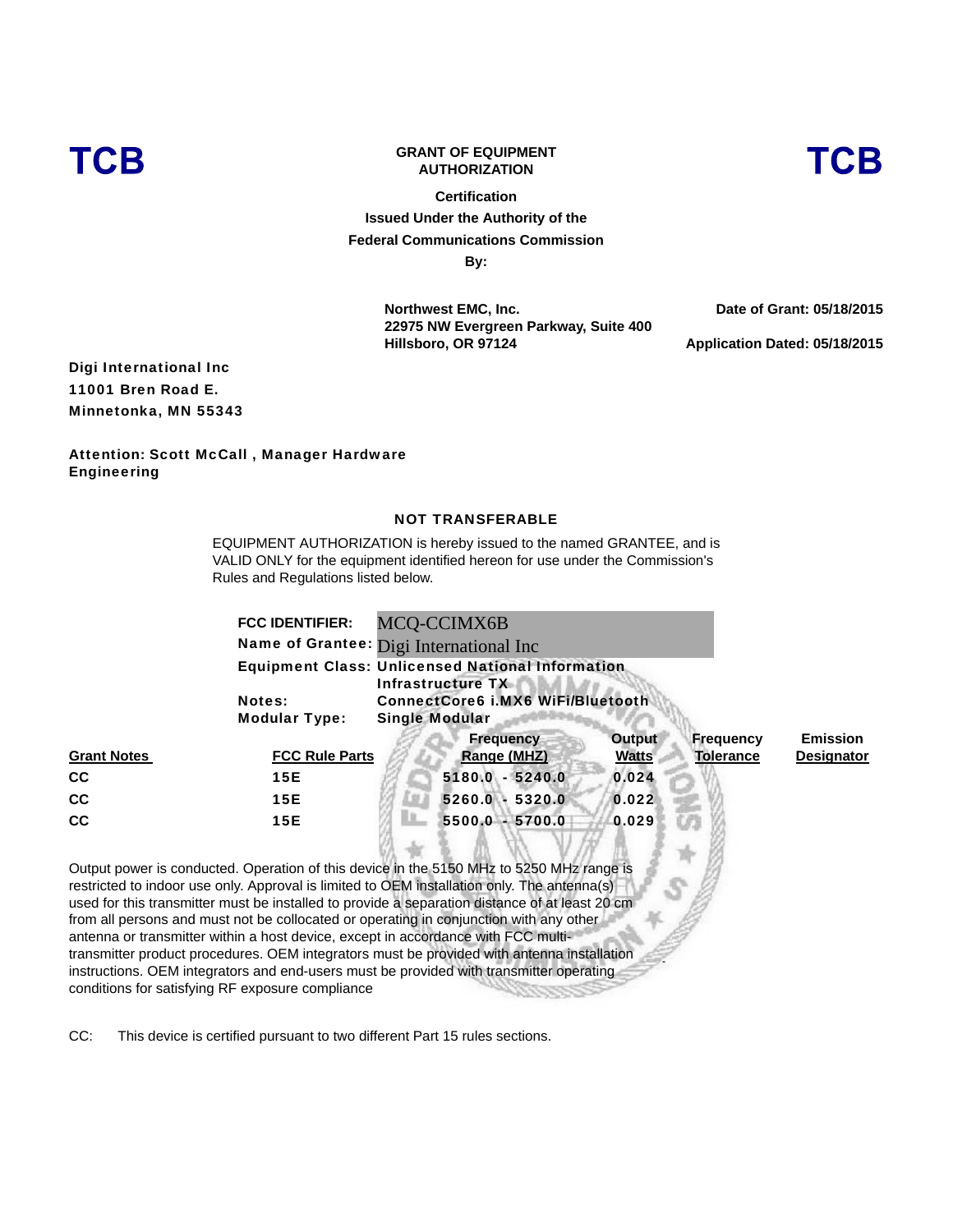**TCB** **TCB**

**GRANT OF EQUIPMENT AUTHORIZATION**

**Certification**

**Issued Under the Authority of the Federal Communications Commission**

**By:**

**Northwest EMC, Inc.**
**22975 NW Evergreen Parkway, Suite 400**
**Hillsboro, OR 97124**

**Date of Grant: 05/18/2015**

**Application Dated: 05/18/2015**

**Digi International Inc**
**11001 Bren Road E.**
**Minnetonka, MN 55343**

**Attention: Scott McCall , Manager Hardware Engineering**

**NOT TRANSFERABLE**

EQUIPMENT AUTHORIZATION is hereby issued to the named GRANTEE, and is VALID ONLY for the equipment identified hereon for use under the Commission's Rules and Regulations listed below.

**FCC IDENTIFIER:** MCQ-CCIMX6B
**Name of Grantee:** Digi International Inc
**Equipment Class:** Unlicensed National Information Infrastructure TX
**Notes:** ConnectCore6 i.MX6 WiFi/Bluetooth
**Modular Type:** Single Modular

| Grant Notes | FCC Rule Parts | Frequency Range (MHZ) | Output Watts | Frequency Tolerance | Emission Designator |
|---|---|---|---|---|---|
| CC | 15E | 5180.0 - 5240.0 | 0.024 | | |
| CC | 15E | 5260.0 - 5320.0 | 0.022 | | |
| CC | 15E | 5500.0 - 5700.0 | 0.029 | | |

Output power is conducted. Operation of this device in the 5150 MHz to 5250 MHz range is restricted to indoor use only. Approval is limited to OEM installation only. The antenna(s) used for this transmitter must be installed to provide a separation distance of at least 20 cm from all persons and must not be collocated or operating in conjunction with any other antenna or transmitter within a host device, except in accordance with FCC multi-transmitter product procedures. OEM integrators must be provided with antenna installation instructions. OEM integrators and end-users must be provided with transmitter operating conditions for satisfying RF exposure compliance

CC: This device is certified pursuant to two different Part 15 rules sections.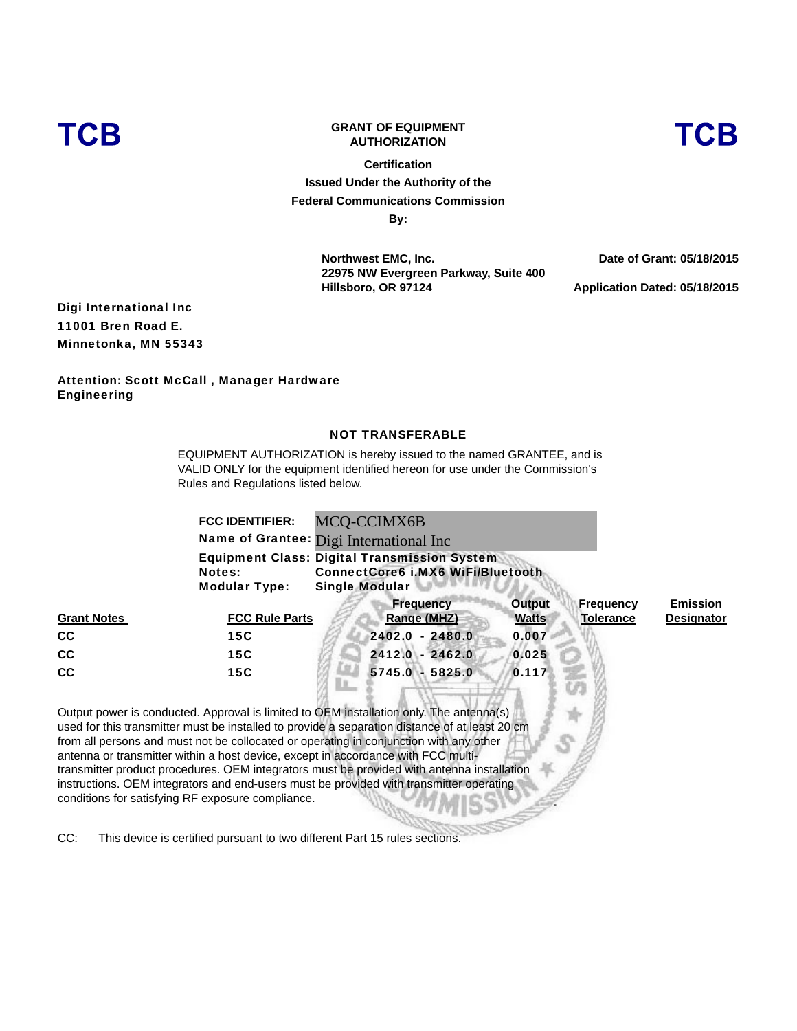TCB

**GRANT OF EQUIPMENT AUTHORIZATION**

TCB

**Certification**

**Issued Under the Authority of the**

**Federal Communications Commission**

**By:**

**Northwest EMC, Inc.**
**22975 NW Evergreen Parkway, Suite 400**
**Hillsboro, OR 97124**

**Date of Grant: 05/18/2015**

**Application Dated: 05/18/2015**

**Digi International Inc**
**11001 Bren Road E.**
**Minnetonka, MN 55343**

**Attention: Scott McCall , Manager Hardware Engineering**

**NOT TRANSFERABLE**

EQUIPMENT AUTHORIZATION is hereby issued to the named GRANTEE, and is VALID ONLY for the equipment identified hereon for use under the Commission's Rules and Regulations listed below.

**FCC IDENTIFIER:** MCQ-CCIMX6B
**Name of Grantee:** Digi International Inc
**Equipment Class:** Digital Transmission System
**Notes:** ConnectCore6 i.MX6 WiFi/Bluetooth
**Modular Type:** Single Modular

| Grant Notes | FCC Rule Parts | Frequency Range (MHZ) | Output Watts | Frequency Tolerance | Emission Designator |
|---|---|---|---|---|---|
| CC | 15C | 2402.0 - 2480.0 | 0.007 | | |
| CC | 15C | 2412.0 - 2462.0 | 0.025 | | |
| CC | 15C | 5745.0 - 5825.0 | 0.117 | | |

Output power is conducted. Approval is limited to OEM installation only. The antenna(s) used for this transmitter must be installed to provide a separation distance of at least 20 cm from all persons and must not be collocated or operating in conjunction with any other antenna or transmitter within a host device, except in accordance with FCC multi-transmitter product procedures. OEM integrators must be provided with antenna installation instructions. OEM integrators and end-users must be provided with transmitter operating conditions for satisfying RF exposure compliance.

CC: This device is certified pursuant to two different Part 15 rules sections.